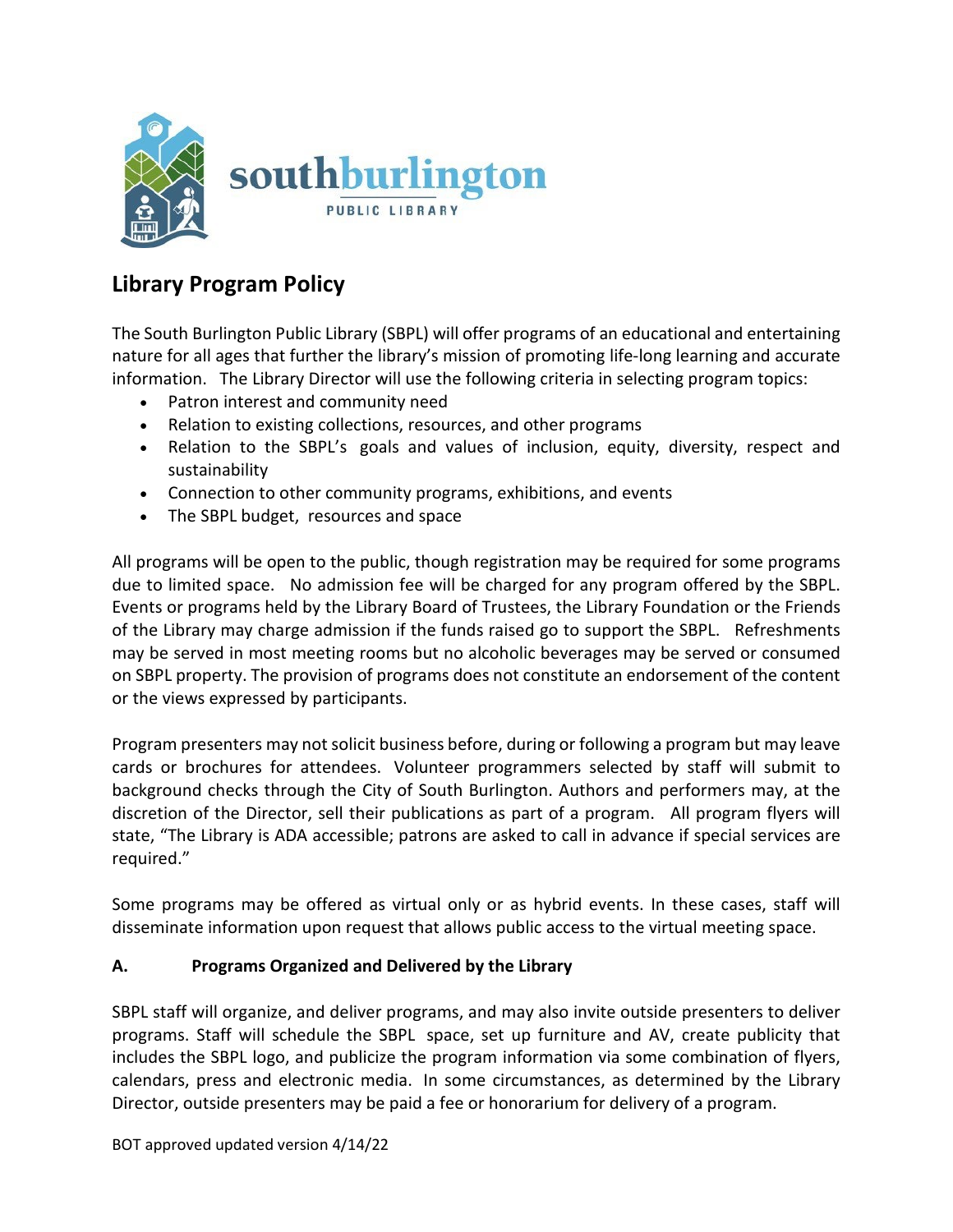southburlington PUBLIC LIBRARY

# Library Program Policy

The South Burlington Public Library (SBPL) will offer programs of an educational and entertaining nature for all ages that further the library's mission of promoting life-long learning and accurate information. The Library Director will use the following criteria in selecting program topics:

- Patron interest and community need
- Relation to existing collections, resources, and other programs
- Relation to the SBPL's goals and values of inclusion, equity, diversity, respect and sustainability
- Connection to other community programs, exhibitions, and events
- The SBPL budget, resources and space

All programs will be open to the public, though registration may be required for some programs due to limited space. No admission fee will be charged for any program offered by the SBPL. Events or programs held by the Library Board of Trustees, the Library Foundation or the Friends of the Library may charge admission if the funds raised go to support the SBPL. Refreshments may be served in most meeting rooms but no alcoholic beverages may be served or consumed on SBPL property. The provision of programs does not constitute an endorsement of the content or the views expressed by participants.

Program presenters may not solicit business before, during or following a program but may leave cards or brochures for attendees. Volunteer programmers selected by staff will submit to background checks through the City of South Burlington. Authors and performers may, at the discretion of the Director, sell their publications as part of a program. All program flyers will state, "The Library is ADA accessible; patrons are asked to call in advance if special services are required."

Some programs may be offered as virtual only or as hybrid events. In these cases, staff will disseminate information upon request that allows public access to the virtual meeting space.

## A. Programs Organized and Delivered by the Library

SBPL staff will organize, and deliver programs, and may also invite outside presenters to deliver programs. Staff will schedule the SBPL space, set up furniture and AV, create publicity that includes the SBPL logo, and publicize the program information via some combination of flyers, calendars, press and electronic media. In some circumstances, as determined by the Library Director, outside presenters may be paid a fee or honorarium for delivery of a program.

BOT approved updated version 4/14/22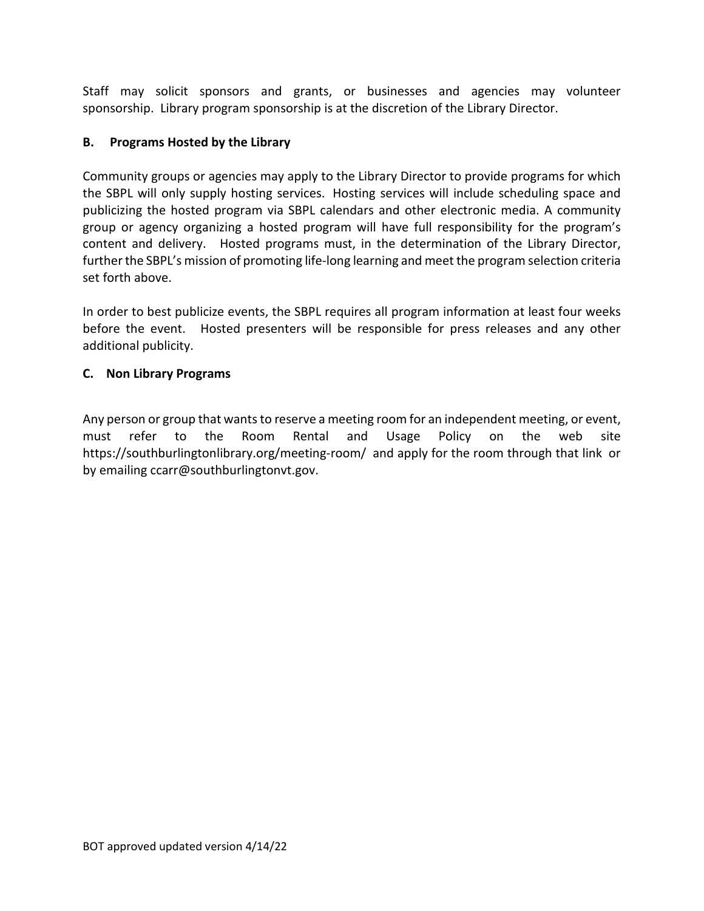Staff may solicit sponsors and grants, or businesses and agencies may volunteer sponsorship. Library program sponsorship is at the discretion of the Library Director.

### B. Programs Hosted by the Library

Community groups or agencies may apply to the Library Director to provide programs for which the SBPL will only supply hosting services. Hosting services will include scheduling space and publicizing the hosted program via SBPL calendars and other electronic media. A community group or agency organizing a hosted program will have full responsibility for the program's content and delivery. Hosted programs must, in the determination of the Library Director, further the SBPL's mission of promoting life-long learning and meet the program selection criteria set forth above.

In order to best publicize events, the SBPL requires all program information at least four weeks before the event. Hosted presenters will be responsible for press releases and any other additional publicity.

### C. Non Library Programs

Any person or group that wants to reserve a meeting room for an independent meeting, or event, must refer to the Room Rental and Usage Policy on the web site https://southburlingtonlibrary.org/meeting-room/ and apply for the room through that link or by emailing ccarr@southburlingtonvt.gov.

BOT approved updated version 4/14/22